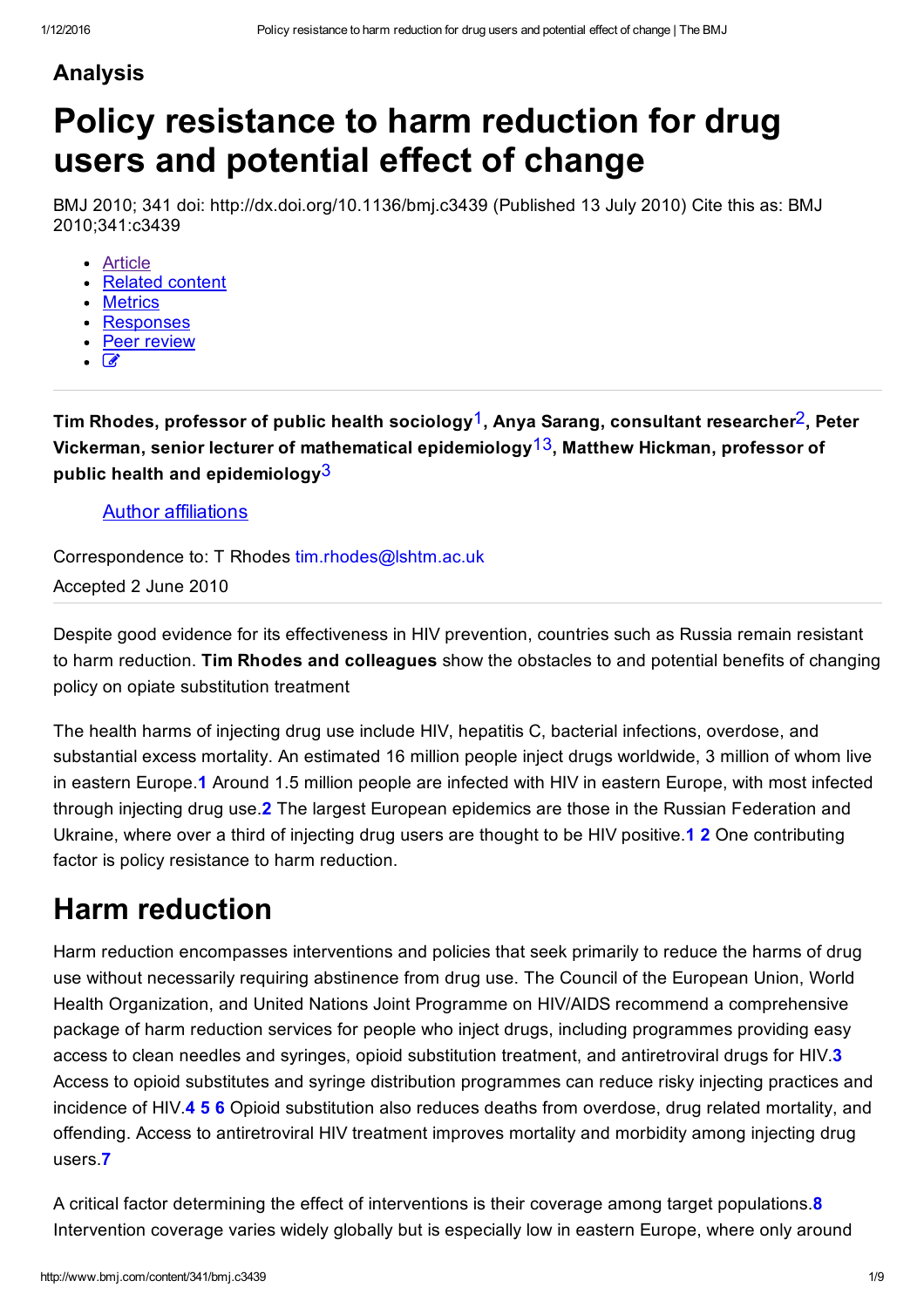## Analysis

# Policy resistance to harm reduction for drug users and potential effect of change

BMJ 2010; 341 doi: http://dx.doi.org/10.1136/bmj.c3439 (Published 13 July 2010) Cite this as: BMJ 2010;341:c3439

- Article
- Related content
- Metrics
- Responses
- Peer review

**Tim Rhodes, professor of public health sociology**[1], **Anya Sarang, consultant researcher**[2], **Peter Vickerman, senior lecturer of mathematical epidemiology**[13], **Matthew Hickman, professor of public health and epidemiology**[3]

Author affiliations

Correspondence to: T Rhodes tim.rhodes@lshtm.ac.uk

Accepted 2 June 2010

Despite good evidence for its effectiveness in HIV prevention, countries such as Russia remain resistant to harm reduction. **Tim Rhodes and colleagues** show the obstacles to and potential benefits of changing policy on opiate substitution treatment

The health harms of injecting drug use include HIV, hepatitis C, bacterial infections, overdose, and substantial excess mortality. An estimated 16 million people inject drugs worldwide, 3 million of whom live in eastern Europe.1 Around 1.5 million people are infected with HIV in eastern Europe, with most infected through injecting drug use.2 The largest European epidemics are those in the Russian Federation and Ukraine, where over a third of injecting drug users are thought to be HIV positive.1 2 One contributing factor is policy resistance to harm reduction.

## Harm reduction

Harm reduction encompasses interventions and policies that seek primarily to reduce the harms of drug use without necessarily requiring abstinence from drug use. The Council of the European Union, World Health Organization, and United Nations Joint Programme on HIV/AIDS recommend a comprehensive package of harm reduction services for people who inject drugs, including programmes providing easy access to clean needles and syringes, opioid substitution treatment, and antiretroviral drugs for HIV.3 Access to opioid substitutes and syringe distribution programmes can reduce risky injecting practices and incidence of HIV.4 5 6 Opioid substitution also reduces deaths from overdose, drug related mortality, and offending. Access to antiretroviral HIV treatment improves mortality and morbidity among injecting drug users.7

A critical factor determining the effect of interventions is their coverage among target populations.8 Intervention coverage varies widely globally but is especially low in eastern Europe, where only around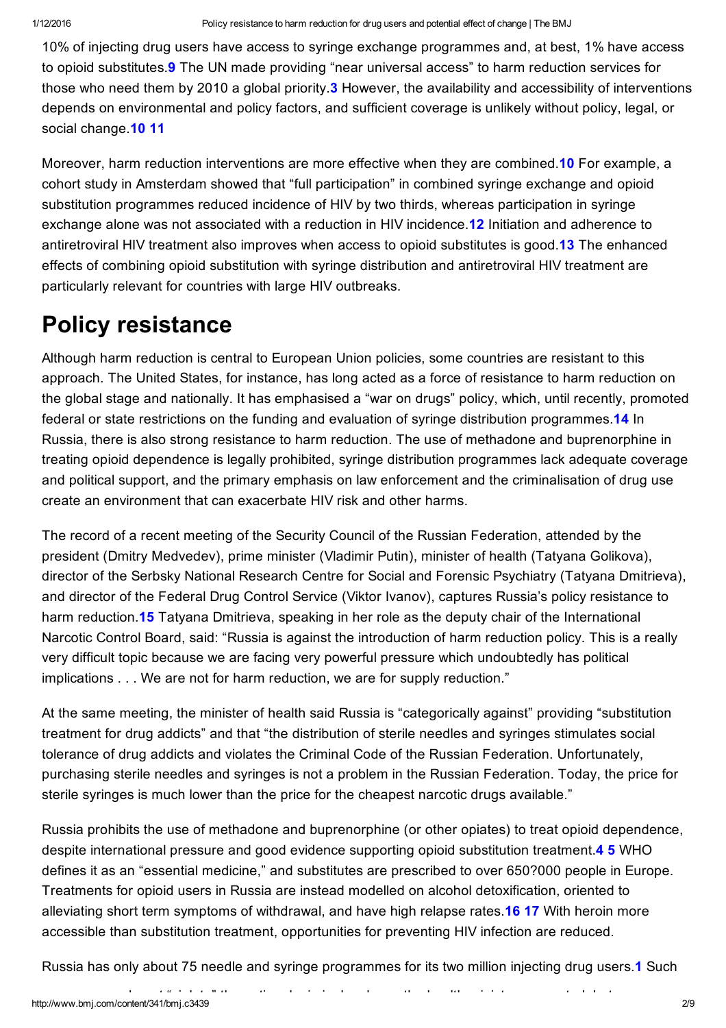10% of injecting drug users have access to syringe exchange programmes and, at best, 1% have access to opioid substitutes.[9] The UN made providing "near universal access" to harm reduction services for those who need them by 2010 a global priority.[3] However, the availability and accessibility of interventions depends on environmental and policy factors, and sufficient coverage is unlikely without policy, legal, or social change.[10 11]

Moreover, harm reduction interventions are more effective when they are combined.[10] For example, a cohort study in Amsterdam showed that "full participation" in combined syringe exchange and opioid substitution programmes reduced incidence of HIV by two thirds, whereas participation in syringe exchange alone was not associated with a reduction in HIV incidence.[12] Initiation and adherence to antiretroviral HIV treatment also improves when access to opioid substitutes is good.[13] The enhanced effects of combining opioid substitution with syringe distribution and antiretroviral HIV treatment are particularly relevant for countries with large HIV outbreaks.

# Policy resistance

Although harm reduction is central to European Union policies, some countries are resistant to this approach. The United States, for instance, has long acted as a force of resistance to harm reduction on the global stage and nationally. It has emphasised a "war on drugs" policy, which, until recently, promoted federal or state restrictions on the funding and evaluation of syringe distribution programmes.[14] In Russia, there is also strong resistance to harm reduction. The use of methadone and buprenorphine in treating opioid dependence is legally prohibited, syringe distribution programmes lack adequate coverage and political support, and the primary emphasis on law enforcement and the criminalisation of drug use create an environment that can exacerbate HIV risk and other harms.

The record of a recent meeting of the Security Council of the Russian Federation, attended by the president (Dmitry Medvedev), prime minister (Vladimir Putin), minister of health (Tatyana Golikova), director of the Serbsky National Research Centre for Social and Forensic Psychiatry (Tatyana Dmitrieva), and director of the Federal Drug Control Service (Viktor Ivanov), captures Russia's policy resistance to harm reduction.[15] Tatyana Dmitrieva, speaking in her role as the deputy chair of the International Narcotic Control Board, said: "Russia is against the introduction of harm reduction policy. This is a really very difficult topic because we are facing very powerful pressure which undoubtedly has political implications . . . We are not for harm reduction, we are for supply reduction."

At the same meeting, the minister of health said Russia is "categorically against" providing "substitution treatment for drug addicts" and that "the distribution of sterile needles and syringes stimulates social tolerance of drug addicts and violates the Criminal Code of the Russian Federation. Unfortunately, purchasing sterile needles and syringes is not a problem in the Russian Federation. Today, the price for sterile syringes is much lower than the price for the cheapest narcotic drugs available."

Russia prohibits the use of methadone and buprenorphine (or other opiates) to treat opioid dependence, despite international pressure and good evidence supporting opioid substitution treatment.[4 5] WHO defines it as an "essential medicine," and substitutes are prescribed to over 650?000 people in Europe. Treatments for opioid users in Russia are instead modelled on alcohol detoxification, oriented to alleviating short term symptoms of withdrawal, and have high relapse rates.[16 17] With heroin more accessible than substitution treatment, opportunities for preventing HIV infection are reduced.

Russia has only about 75 needle and syringe programmes for its two million injecting drug users.[1] Such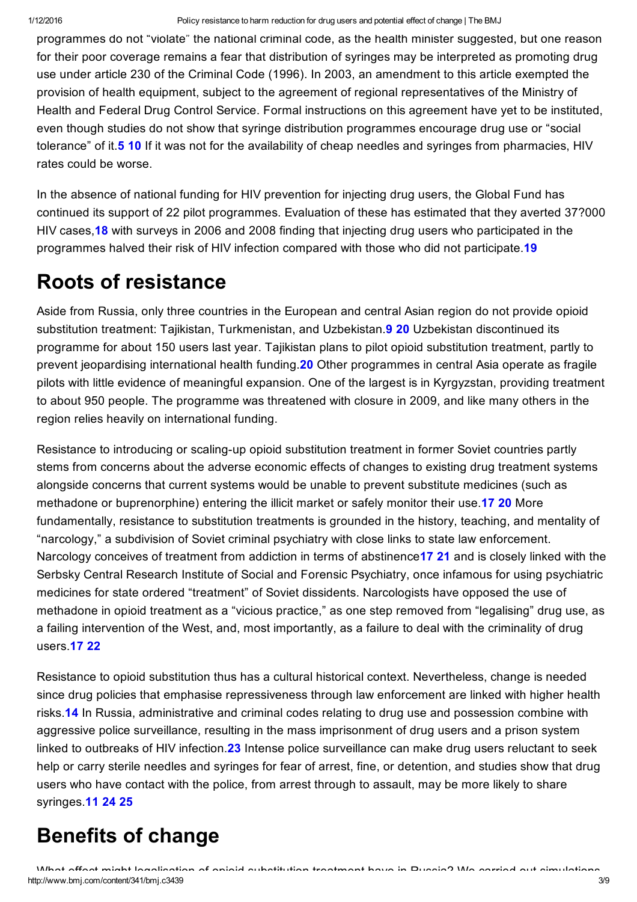programmes do not “violate” the national criminal code, as the health minister suggested, but one reason for their poor coverage remains a fear that distribution of syringes may be interpreted as promoting drug use under article 230 of the Criminal Code (1996). In 2003, an amendment to this article exempted the provision of health equipment, subject to the agreement of regional representatives of the Ministry of Health and Federal Drug Control Service. Formal instructions on this agreement have yet to be instituted, even though studies do not show that syringe distribution programmes encourage drug use or “social tolerance” of it.[5,10] If it was not for the availability of cheap needles and syringes from pharmacies, HIV rates could be worse.

In the absence of national funding for HIV prevention for injecting drug users, the Global Fund has continued its support of 22 pilot programmes. Evaluation of these has estimated that they averted 37?000 HIV cases,[18] with surveys in 2006 and 2008 finding that injecting drug users who participated in the programmes halved their risk of HIV infection compared with those who did not participate.[19]

## Roots of resistance

Aside from Russia, only three countries in the European and central Asian region do not provide opioid substitution treatment: Tajikistan, Turkmenistan, and Uzbekistan.[9,20] Uzbekistan discontinued its programme for about 150 users last year. Tajikistan plans to pilot opioid substitution treatment, partly to prevent jeopardising international health funding.[20] Other programmes in central Asia operate as fragile pilots with little evidence of meaningful expansion. One of the largest is in Kyrgyzstan, providing treatment to about 950 people. The programme was threatened with closure in 2009, and like many others in the region relies heavily on international funding.

Resistance to introducing or scaling-up opioid substitution treatment in former Soviet countries partly stems from concerns about the adverse economic effects of changes to existing drug treatment systems alongside concerns that current systems would be unable to prevent substitute medicines (such as methadone or buprenorphine) entering the illicit market or safely monitor their use.[17,20] More fundamentally, resistance to substitution treatments is grounded in the history, teaching, and mentality of “narcology,” a subdivision of Soviet criminal psychiatry with close links to state law enforcement. Narcology conceives of treatment from addiction in terms of abstinence[17,21] and is closely linked with the Serbsky Central Research Institute of Social and Forensic Psychiatry, once infamous for using psychiatric medicines for state ordered “treatment” of Soviet dissidents. Narcologists have opposed the use of methadone in opioid treatment as a “vicious practice,” as one step removed from “legalising” drug use, as a failing intervention of the West, and, most importantly, as a failure to deal with the criminality of drug users.[17,22]

Resistance to opioid substitution thus has a cultural historical context. Nevertheless, change is needed since drug policies that emphasise repressiveness through law enforcement are linked with higher health risks.[14] In Russia, administrative and criminal codes relating to drug use and possession combine with aggressive police surveillance, resulting in the mass imprisonment of drug users and a prison system linked to outbreaks of HIV infection.[23] Intense police surveillance can make drug users reluctant to seek help or carry sterile needles and syringes for fear of arrest, fine, or detention, and studies show that drug users who have contact with the police, from arrest through to assault, may be more likely to share syringes.[11,24,25]

## Benefits of change

What effect might legalisation of opioid substitution treatment have in Russia? We carried out simulations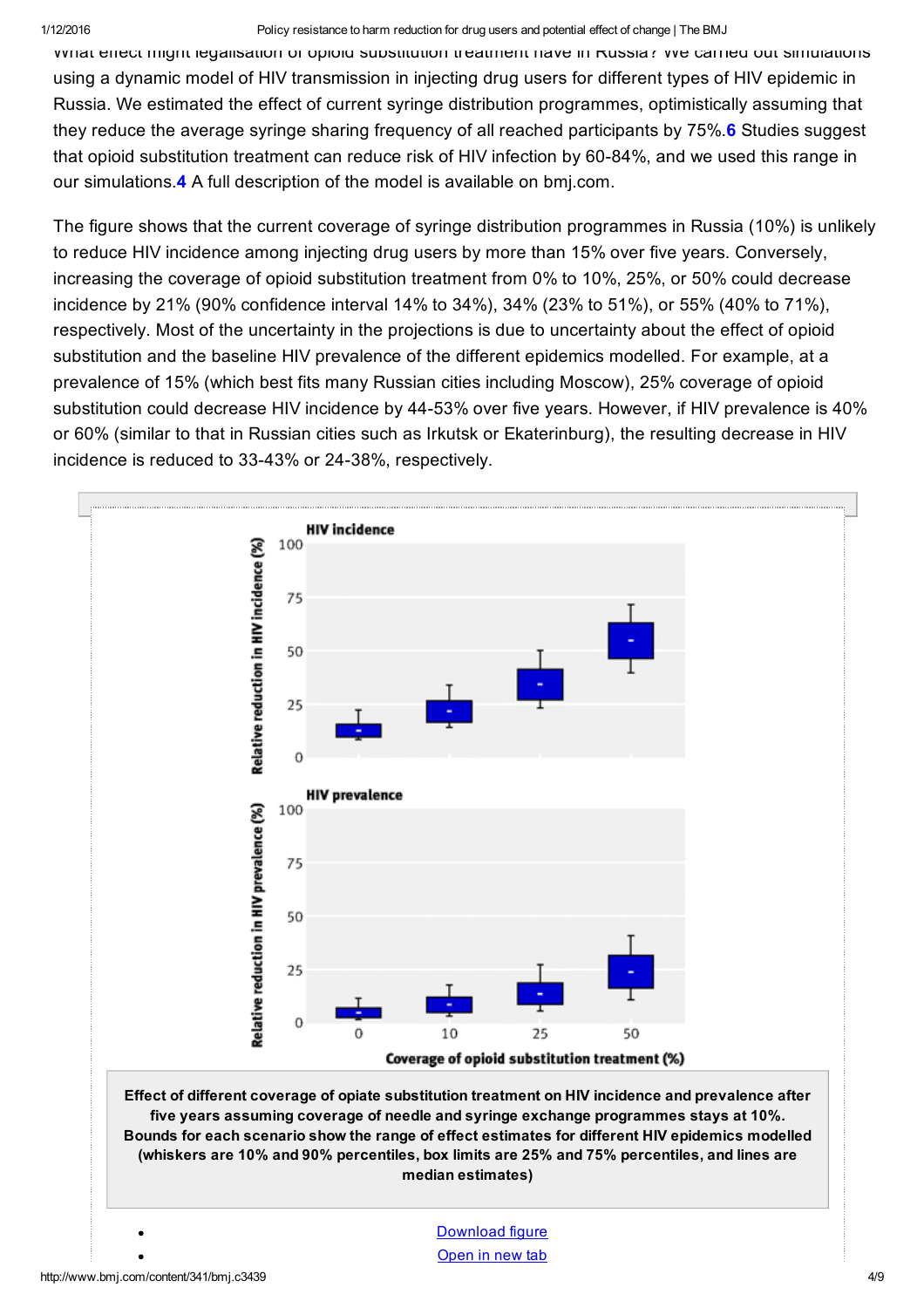What effect might legalisation of opioid substitution treatment have in Russia? We carried out simulations using a dynamic model of HIV transmission in injecting drug users for different types of HIV epidemic in Russia. We estimated the effect of current syringe distribution programmes, optimistically assuming that they reduce the average syringe sharing frequency of all reached participants by 75%.[6] Studies suggest that opioid substitution treatment can reduce risk of HIV infection by 60-84%, and we used this range in our simulations.[4] A full description of the model is available on bmj.com.

The figure shows that the current coverage of syringe distribution programmes in Russia (10%) is unlikely to reduce HIV incidence among injecting drug users by more than 15% over five years. Conversely, increasing the coverage of opioid substitution treatment from 0% to 10%, 25%, or 50% could decrease incidence by 21% (90% confidence interval 14% to 34%), 34% (23% to 51%), or 55% (40% to 71%), respectively. Most of the uncertainty in the projections is due to uncertainty about the effect of opioid substitution and the baseline HIV prevalence of the different epidemics modelled. For example, at a prevalence of 15% (which best fits many Russian cities including Moscow), 25% coverage of opioid substitution could decrease HIV incidence by 44-53% over five years. However, if HIV prevalence is 40% or 60% (similar to that in Russian cities such as Irkutsk or Ekaterinburg), the resulting decrease in HIV incidence is reduced to 33-43% or 24-38%, respectively.

Effect of different coverage of opiate substitution treatment on HIV incidence and prevalence after five years assuming coverage of needle and syringe exchange programmes stays at 10%. Bounds for each scenario show the range of effect estimates for different HIV epidemics modelled (whiskers are 10% and 90% percentiles, box limits are 25% and 75% percentiles, and lines are median estimates)

- Download figure
- Open in new tab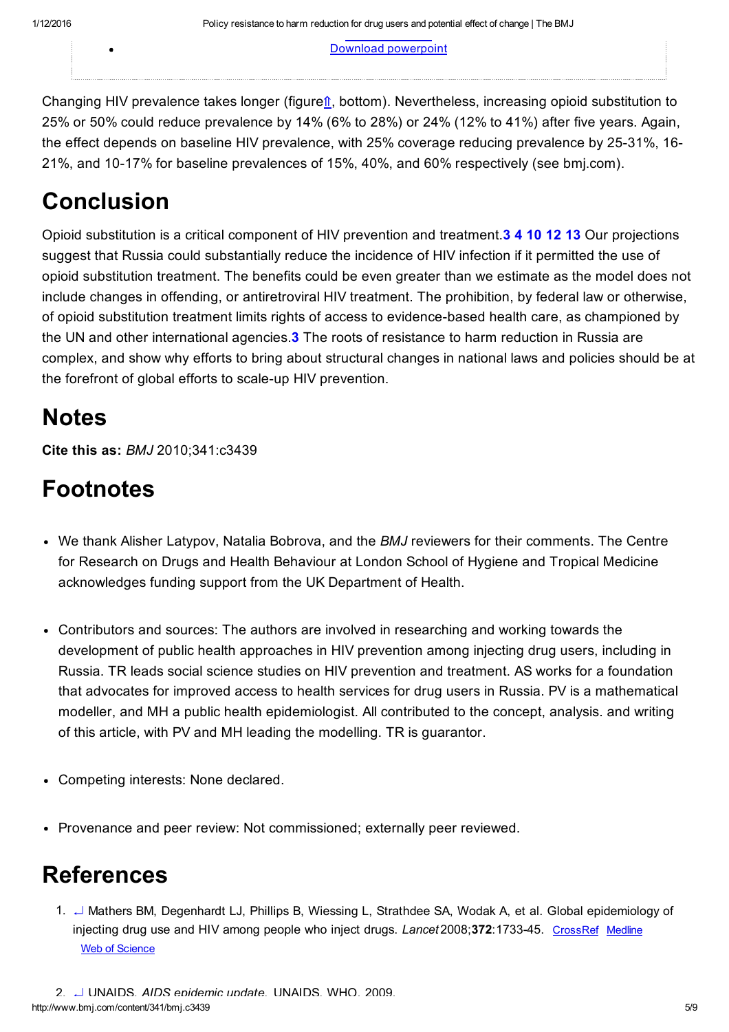- Download powerpoint

Changing HIV prevalence takes longer (figure⇑, bottom). Nevertheless, increasing opioid substitution to 25% or 50% could reduce prevalence by 14% (6% to 28%) or 24% (12% to 41%) after five years. Again, the effect depends on baseline HIV prevalence, with 25% coverage reducing prevalence by 25-31%, 16-21%, and 10-17% for baseline prevalences of 15%, 40%, and 60% respectively (see bmj.com).

# Conclusion

Opioid substitution is a critical component of HIV prevention and treatment.[3 4 10 12 13] Our projections suggest that Russia could substantially reduce the incidence of HIV infection if it permitted the use of opioid substitution treatment. The benefits could be even greater than we estimate as the model does not include changes in offending, or antiretroviral HIV treatment. The prohibition, by federal law or otherwise, of opioid substitution treatment limits rights of access to evidence-based health care, as championed by the UN and other international agencies.[3] The roots of resistance to harm reduction in Russia are complex, and show why efforts to bring about structural changes in national laws and policies should be at the forefront of global efforts to scale-up HIV prevention.

# Notes

**Cite this as:** *BMJ* 2010;341:c3439

# Footnotes

- We thank Alisher Latypov, Natalia Bobrova, and the *BMJ* reviewers for their comments. The Centre for Research on Drugs and Health Behaviour at London School of Hygiene and Tropical Medicine acknowledges funding support from the UK Department of Health.

- Contributors and sources: The authors are involved in researching and working towards the development of public health approaches in HIV prevention among injecting drug users, including in Russia. TR leads social science studies on HIV prevention and treatment. AS works for a foundation that advocates for improved access to health services for drug users in Russia. PV is a mathematical modeller, and MH a public health epidemiologist. All contributed to the concept, analysis. and writing of this article, with PV and MH leading the modelling. TR is guarantor.

- Competing interests: None declared.

- Provenance and peer review: Not commissioned; externally peer reviewed.

# References

1. ↵ Mathers BM, Degenhardt LJ, Phillips B, Wiessing L, Strathdee SA, Wodak A, et al. Global epidemiology of injecting drug use and HIV among people who inject drugs. *Lancet* 2008;**372**:1733-45. CrossRef Medline Web of Science

2. ↵ UNAIDS. *AIDS epidemic update*. UNAIDS, WHO, 2009.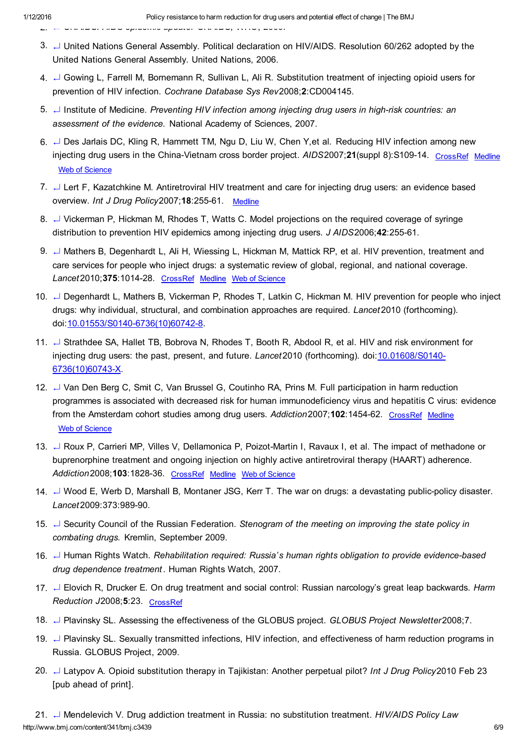3. ↵ United Nations General Assembly. Political declaration on HIV/AIDS. Resolution 60/262 adopted by the United Nations General Assembly. United Nations, 2006.
4. ↵ Gowing L, Farrell M, Bornemann R, Sullivan L, Ali R. Substitution treatment of injecting opioid users for prevention of HIV infection. *Cochrane Database Sys Rev* 2008;**2**:CD004145.
5. ↵ Institute of Medicine. *Preventing HIV infection among injecting drug users in high-risk countries: an assessment of the evidence.* National Academy of Sciences, 2007.
6. ↵ Des Jarlais DC, Kling R, Hammett TM, Ngu D, Liu W, Chen Y,et al. Reducing HIV infection among new injecting drug users in the China-Vietnam cross border project. *AIDS* 2007;**21**(suppl 8):S109-14. CrossRef Medline Web of Science
7. ↵ Lert F, Kazatchkine M. Antiretroviral HIV treatment and care for injecting drug users: an evidence based overview. *Int J Drug Policy* 2007;**18**:255-61. Medline
8. ↵ Vickerman P, Hickman M, Rhodes T, Watts C. Model projections on the required coverage of syringe distribution to prevention HIV epidemics among injecting drug users. *J AIDS* 2006;**42**:255-61.
9. ↵ Mathers B, Degenhardt L, Ali H, Wiessing L, Hickman M, Mattick RP, et al. HIV prevention, treatment and care services for people who inject drugs: a systematic review of global, regional, and national coverage. *Lancet* 2010;**375**:1014-28. CrossRef Medline Web of Science
10. ↵ Degenhardt L, Mathers B, Vickerman P, Rhodes T, Latkin C, Hickman M. HIV prevention for people who inject drugs: why individual, structural, and combination approaches are required. *Lancet* 2010 (forthcoming). doi:10.01553/S0140-6736(10)60742-8.
11. ↵ Strathdee SA, Hallet TB, Bobrova N, Rhodes T, Booth R, Abdool R, et al. HIV and risk environment for injecting drug users: the past, present, and future. *Lancet* 2010 (forthcoming). doi:10.01608/S0140-6736(10)60743-X.
12. ↵ Van Den Berg C, Smit C, Van Brussel G, Coutinho RA, Prins M. Full participation in harm reduction programmes is associated with decreased risk for human immunodeficiency virus and hepatitis C virus: evidence from the Amsterdam cohort studies among drug users. *Addiction* 2007;**102**:1454-62. CrossRef Medline Web of Science
13. ↵ Roux P, Carrieri MP, Villes V, Dellamonica P, Poizot-Martin I, Ravaux I, et al. The impact of methadone or buprenorphine treatment and ongoing injection on highly active antiretroviral therapy (HAART) adherence. *Addiction* 2008;**103**:1828-36. CrossRef Medline Web of Science
14. ↵ Wood E, Werb D, Marshall B, Montaner JSG, Kerr T. The war on drugs: a devastating public-policy disaster. *Lancet* 2009:373:989-90.
15. ↵ Security Council of the Russian Federation. *Stenogram of the meeting on improving the state policy in combating drugs.* Kremlin, September 2009.
16. ↵ Human Rights Watch. *Rehabilitation required: Russia's human rights obligation to provide evidence-based drug dependence treatment*. Human Rights Watch, 2007.
17. ↵ Elovich R, Drucker E. On drug treatment and social control: Russian narcology's great leap backwards. *Harm Reduction J* 2008;**5**:23. CrossRef
18. ↵ Plavinsky SL. Assessing the effectiveness of the GLOBUS project. *GLOBUS Project Newsletter* 2008;7.
19. ↵ Plavinsky SL. Sexually transmitted infections, HIV infection, and effectiveness of harm reduction programs in Russia. GLOBUS Project, 2009.
20. ↵ Latypov A. Opioid substitution therapy in Tajikistan: Another perpetual pilot? *Int J Drug Policy* 2010 Feb 23 [pub ahead of print].
21. ↵ Mendelevich V. Drug addiction treatment in Russia: no substitution treatment. *HIV/AIDS Policy Law*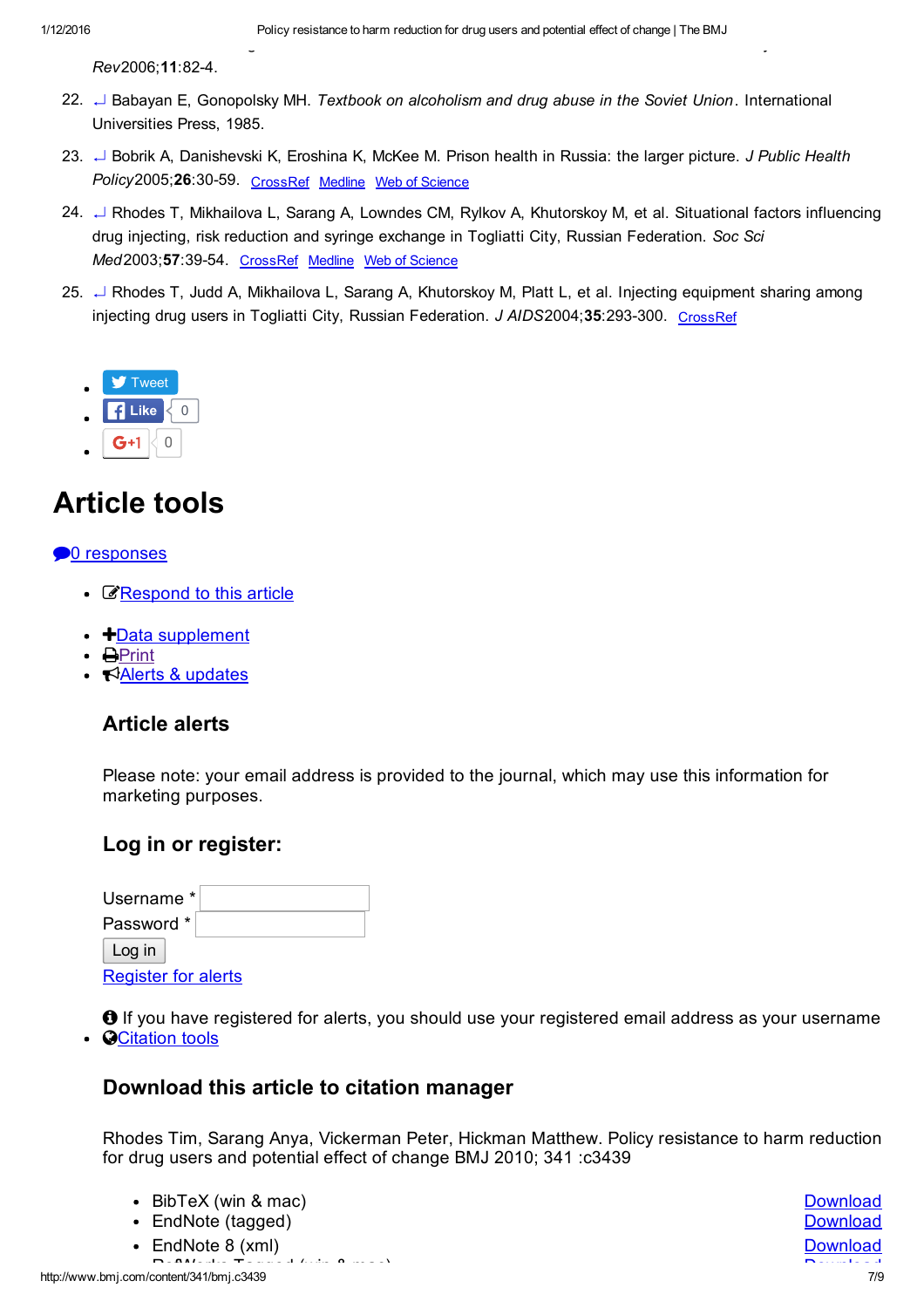*Rev*2006;**11**:82-4.

22. ↵ Babayan E, Gonopolsky MH. *Textbook on alcoholism and drug abuse in the Soviet Union*. International Universities Press, 1985.
23. ↵ Bobrik A, Danishevski K, Eroshina K, McKee M. Prison health in Russia: the larger picture. *J Public Health Policy*2005;**26**:30-59. CrossRef Medline Web of Science
24. ↵ Rhodes T, Mikhailova L, Sarang A, Lowndes CM, Rylkov A, Khutorskoy M, et al. Situational factors influencing drug injecting, risk reduction and syringe exchange in Togliatti City, Russian Federation. *Soc Sci Med*2003;**57**:39-54. CrossRef Medline Web of Science
25. ↵ Rhodes T, Judd A, Mikhailova L, Sarang A, Khutorskoy M, Platt L, et al. Injecting equipment sharing among injecting drug users in Togliatti City, Russian Federation. *J AIDS*2004;**35**:293-300. CrossRef

- Tweet
- Like 0
- G+1 0

# Article tools

0 responses

- Respond to this article

- Data supplement
- Print
- Alerts & updates

### Article alerts

Please note: your email address is provided to the journal, which may use this information for marketing purposes.

### Log in or register:

Username *
Password *
Log in
Register for alerts

If you have registered for alerts, you should use your registered email address as your username

- Citation tools

### Download this article to citation manager

Rhodes Tim, Sarang Anya, Vickerman Peter, Hickman Matthew. Policy resistance to harm reduction for drug users and potential effect of change BMJ 2010; 341 :c3439

- BibTeX (win & mac) Download
- EndNote (tagged) Download
- EndNote 8 (xml) Download